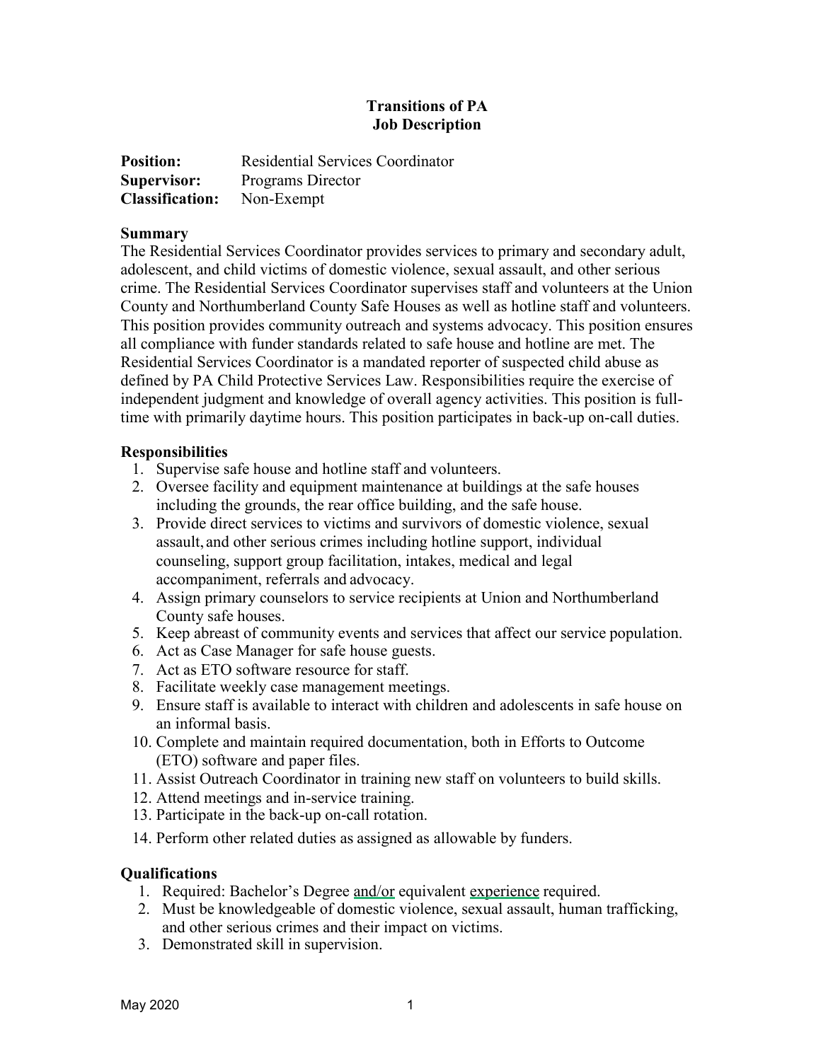# Transitions of PA
## Job Description

**Position:** Residential Services Coordinator
**Supervisor:** Programs Director
**Classification:** Non-Exempt

### Summary

The Residential Services Coordinator provides services to primary and secondary adult, adolescent, and child victims of domestic violence, sexual assault, and other serious crime. The Residential Services Coordinator supervises staff and volunteers at the Union County and Northumberland County Safe Houses as well as hotline staff and volunteers. This position provides community outreach and systems advocacy. This position ensures all compliance with funder standards related to safe house and hotline are met. The Residential Services Coordinator is a mandated reporter of suspected child abuse as defined by PA Child Protective Services Law. Responsibilities require the exercise of independent judgment and knowledge of overall agency activities. This position is full-time with primarily daytime hours. This position participates in back-up on-call duties.

### Responsibilities

1. Supervise safe house and hotline staff and volunteers.
2. Oversee facility and equipment maintenance at buildings at the safe houses including the grounds, the rear office building, and the safe house.
3. Provide direct services to victims and survivors of domestic violence, sexual assault, and other serious crimes including hotline support, individual counseling, support group facilitation, intakes, medical and legal accompaniment, referrals and advocacy.
4. Assign primary counselors to service recipients at Union and Northumberland County safe houses.
5. Keep abreast of community events and services that affect our service population.
6. Act as Case Manager for safe house guests.
7. Act as ETO software resource for staff.
8. Facilitate weekly case management meetings.
9. Ensure staff is available to interact with children and adolescents in safe house on an informal basis.
10. Complete and maintain required documentation, both in Efforts to Outcome (ETO) software and paper files.
11. Assist Outreach Coordinator in training new staff on volunteers to build skills.
12. Attend meetings and in-service training.
13. Participate in the back-up on-call rotation.
14. Perform other related duties as assigned as allowable by funders.

### Qualifications

1. Required: Bachelor's Degree and/or equivalent experience required.
2. Must be knowledgeable of domestic violence, sexual assault, human trafficking, and other serious crimes and their impact on victims.
3. Demonstrated skill in supervision.

May 2020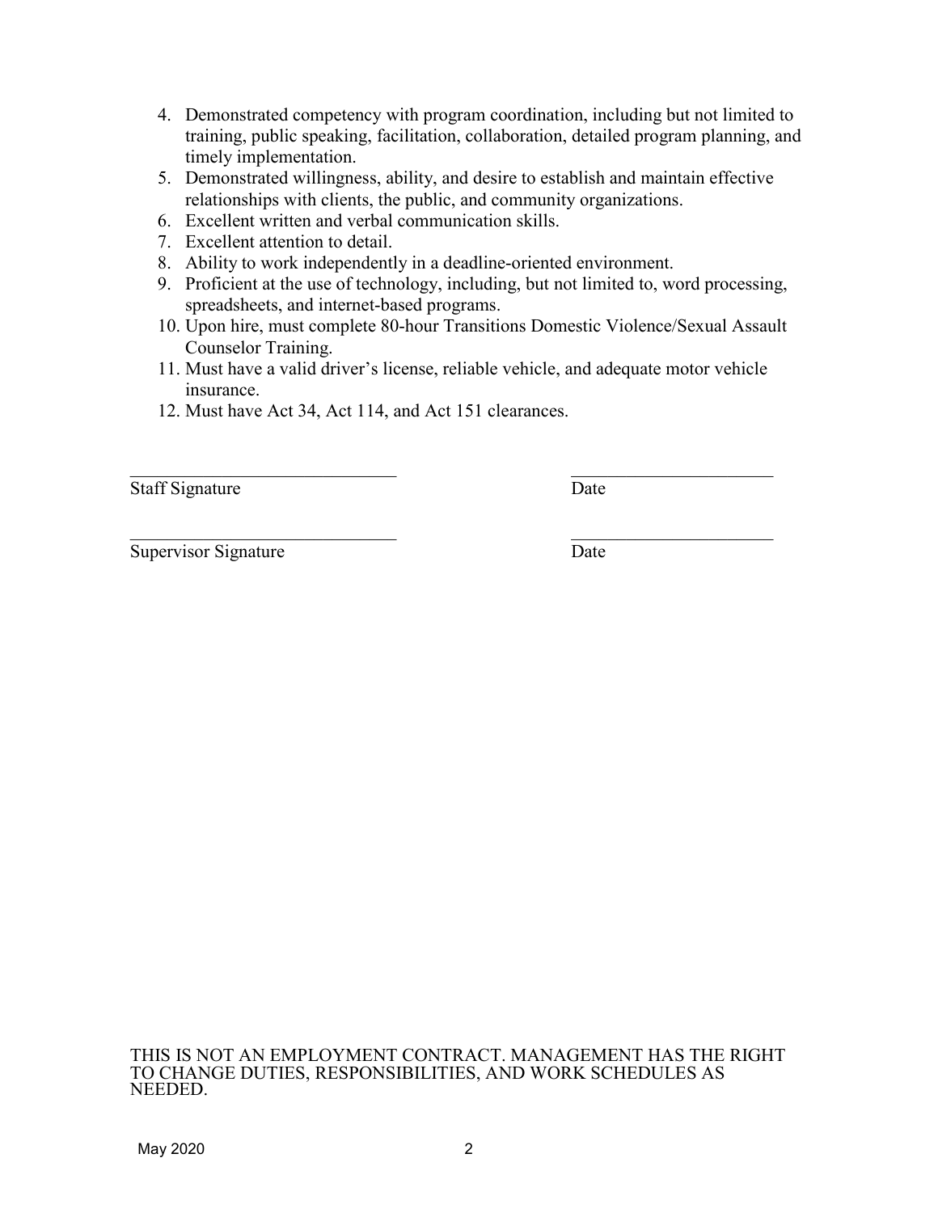4. Demonstrated competency with program coordination, including but not limited to training, public speaking, facilitation, collaboration, detailed program planning, and timely implementation.
5. Demonstrated willingness, ability, and desire to establish and maintain effective relationships with clients, the public, and community organizations.
6. Excellent written and verbal communication skills.
7. Excellent attention to detail.
8. Ability to work independently in a deadline-oriented environment.
9. Proficient at the use of technology, including, but not limited to, word processing, spreadsheets, and internet-based programs.
10. Upon hire, must complete 80-hour Transitions Domestic Violence/Sexual Assault Counselor Training.
11. Must have a valid driver's license, reliable vehicle, and adequate motor vehicle insurance.
12. Must have Act 34, Act 114, and Act 151 clearances.

| | |
|---|---|
| ______________________________ | ______________________ |
| Staff Signature | Date |
| ______________________________ | ______________________ |
| Supervisor Signature | Date |

THIS IS NOT AN EMPLOYMENT CONTRACT. MANAGEMENT HAS THE RIGHT TO CHANGE DUTIES, RESPONSIBILITIES, AND WORK SCHEDULES AS NEEDED.

May 2020